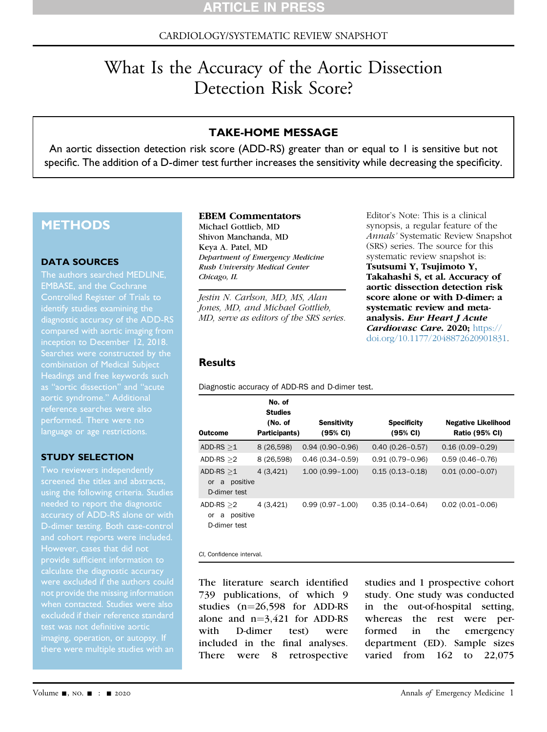CARDIOLOGY/SYSTEMATIC REVIEW SNAPSHOT

# What Is the Accuracy of the Aortic Dissection Detection Risk Score?

## TAKE-HOME MESSAGE

An aortic dissection detection risk score (ADD-RS) greater than or equal to 1 is sensitive but not specific. The addition of a D-dimer test further increases the sensitivity while decreasing the specificity.

## METHODS

### DATA SOURCES

The authors searched MEDLINE, EMBASE, and the Cochrane Controlled Register of Trials to identify studies examining the diagnostic accuracy of the ADD-RS compared with aortic imaging from inception to December 12, 2018. Searches were constructed by the combination of Medical Subject Headings and free keywords such as "aortic dissection" and "acute aortic syndrome." Additional reference searches were also performed. There were no language or age restrictions.

### STUDY SELECTION

Two reviewers independently screened the titles and abstracts, using the following criteria. Studies needed to report the diagnostic accuracy of ADD-RS alone or with D-dimer testing. Both case-control and cohort reports were included. However, cases that did not provide sufficient information to calculate the diagnostic accuracy were excluded if the authors could not provide the missing information when contacted. Studies were also excluded if their reference standard test was not definitive aortic imaging, operation, or autopsy. If there were multiple studies with an

**EBEM Commentators**
Michael Gottlieb, MD
Shivon Manchanda, MD
Keya A. Patel, MD
*Department of Emergency Medicine*
*Rush University Medical Center*
*Chicago, IL*

*Jestin N. Carlson, MD, MS, Alan Jones, MD, and Michael Gottlieb, MD, serve as editors of the SRS series.*

Editor's Note: This is a clinical synopsis, a regular feature of the *Annals'* Systematic Review Snapshot (SRS) series. The source for this systematic review snapshot is: **Tsutsumi Y, Tsujimoto Y, Takahashi S, et al. Accuracy of aortic dissection detection risk score alone or with D-dimer: a systematic review and meta-analysis. *Eur Heart J Acute Cardiovasc Care.* 2020;** https://doi.org/10.1177/2048872620901831.

## Results

Diagnostic accuracy of ADD-RS and D-dimer test.

| Outcome | No. of Studies (No. of Participants) | Sensitivity (95% CI) | Specificity (95% CI) | Negative Likelihood Ratio (95% CI) |
|---|---|---|---|---|
| ADD-RS ≥1 | 8 (26,598) | 0.94 (0.90–0.96) | 0.40 (0.26–0.57) | 0.16 (0.09–0.29) |
| ADD-RS ≥2 | 8 (26,598) | 0.46 (0.34–0.59) | 0.91 (0.79–0.96) | 0.59 (0.46–0.76) |
| ADD-RS ≥1 or a positive D-dimer test | 4 (3,421) | 1.00 (0.99–1.00) | 0.15 (0.13–0.18) | 0.01 (0.00–0.07) |
| ADD-RS ≥2 or a positive D-dimer test | 4 (3,421) | 0.99 (0.97–1.00) | 0.35 (0.14–0.64) | 0.02 (0.01–0.06) |

*CI*, Confidence interval.

The literature search identified 739 publications, of which 9 studies (n=26,598 for ADD-RS alone and n=3,421 for ADD-RS with D-dimer test) were included in the final analyses. There were 8 retrospective studies and 1 prospective cohort study. One study was conducted in the out-of-hospital setting, whereas the rest were performed in the emergency department (ED). Sample sizes varied from 162 to 22,075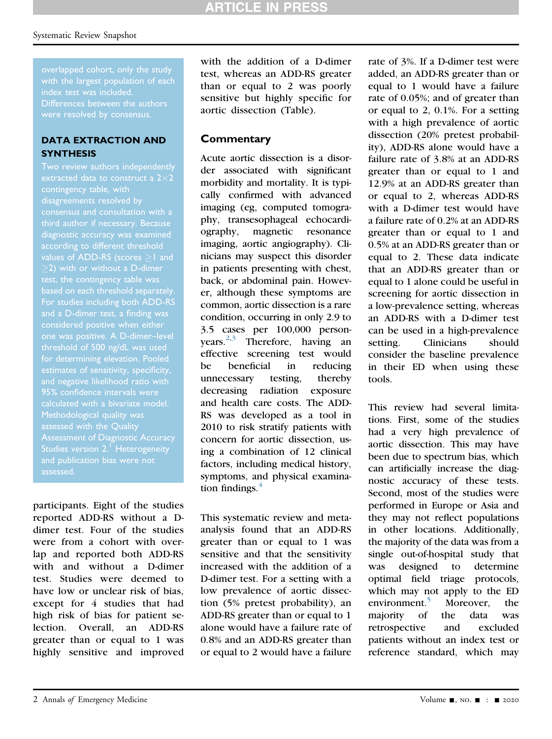overlapped cohort, only the study with the largest population of each index test was included. Differences between the authors were resolved by consensus.

### DATA EXTRACTION AND SYNTHESIS

Two review authors independently extracted data to construct a 2×2 contingency table, with disagreements resolved by consensus and consultation with a third author if necessary. Because diagnostic accuracy was examined according to different threshold values of ADD-RS (scores ≥1 and ≥2) with or without a D-dimer test, the contingency table was based on each threshold separately. For studies including both ADD-RS and a D-dimer test, a finding was considered positive when either one was positive. A D-dimer–level threshold of 500 ng/dL was used for determining elevation. Pooled estimates of sensitivity, specificity, and negative likelihood ratio with 95% confidence intervals were calculated with a bivariate model. Methodological quality was assessed with the Quality Assessment of Diagnostic Accuracy Studies version 2.[1] Heterogeneity and publication bias were not assessed.

participants. Eight of the studies reported ADD-RS without a D-dimer test. Four of the studies were from a cohort with overlap and reported both ADD-RS with and without a D-dimer test. Studies were deemed to have low or unclear risk of bias, except for 4 studies that had high risk of bias for patient selection. Overall, an ADD-RS greater than or equal to 1 was highly sensitive and improved with the addition of a D-dimer test, whereas an ADD-RS greater than or equal to 2 was poorly sensitive but highly specific for aortic dissection (Table).

## Commentary

Acute aortic dissection is a disorder associated with significant morbidity and mortality. It is typically confirmed with advanced imaging (eg, computed tomography, transesophageal echocardiography, magnetic resonance imaging, aortic angiography). Clinicians may suspect this disorder in patients presenting with chest, back, or abdominal pain. However, although these symptoms are common, aortic dissection is a rare condition, occurring in only 2.9 to 3.5 cases per 100,000 person-years.[2,3] Therefore, having an effective screening test would be beneficial in reducing unnecessary testing, thereby decreasing radiation exposure and health care costs. The ADD-RS was developed as a tool in 2010 to risk stratify patients with concern for aortic dissection, using a combination of 12 clinical factors, including medical history, symptoms, and physical examination findings.[4]

This systematic review and meta-analysis found that an ADD-RS greater than or equal to 1 was sensitive and that the sensitivity increased with the addition of a D-dimer test. For a setting with a low prevalence of aortic dissection (5% pretest probability), an ADD-RS greater than or equal to 1 alone would have a failure rate of 0.8% and an ADD-RS greater than or equal to 2 would have a failure rate of 3%. If a D-dimer test were added, an ADD-RS greater than or equal to 1 would have a failure rate of 0.05%; and of greater than or equal to 2, 0.1%. For a setting with a high prevalence of aortic dissection (20% pretest probability), ADD-RS alone would have a failure rate of 3.8% at an ADD-RS greater than or equal to 1 and 12.9% at an ADD-RS greater than or equal to 2, whereas ADD-RS with a D-dimer test would have a failure rate of 0.2% at an ADD-RS greater than or equal to 1 and 0.5% at an ADD-RS greater than or equal to 2. These data indicate that an ADD-RS greater than or equal to 1 alone could be useful in screening for aortic dissection in a low-prevalence setting, whereas an ADD-RS with a D-dimer test can be used in a high-prevalence setting. Clinicians should consider the baseline prevalence in their ED when using these tools.

This review had several limitations. First, some of the studies had a very high prevalence of aortic dissection. This may have been due to spectrum bias, which can artificially increase the diagnostic accuracy of these tests. Second, most of the studies were performed in Europe or Asia and they may not reflect populations in other locations. Additionally, the majority of the data was from a single out-of-hospital study that was designed to determine optimal field triage protocols, which may not apply to the ED environment.[5] Moreover, the majority of the data was retrospective and excluded patients without an index test or reference standard, which may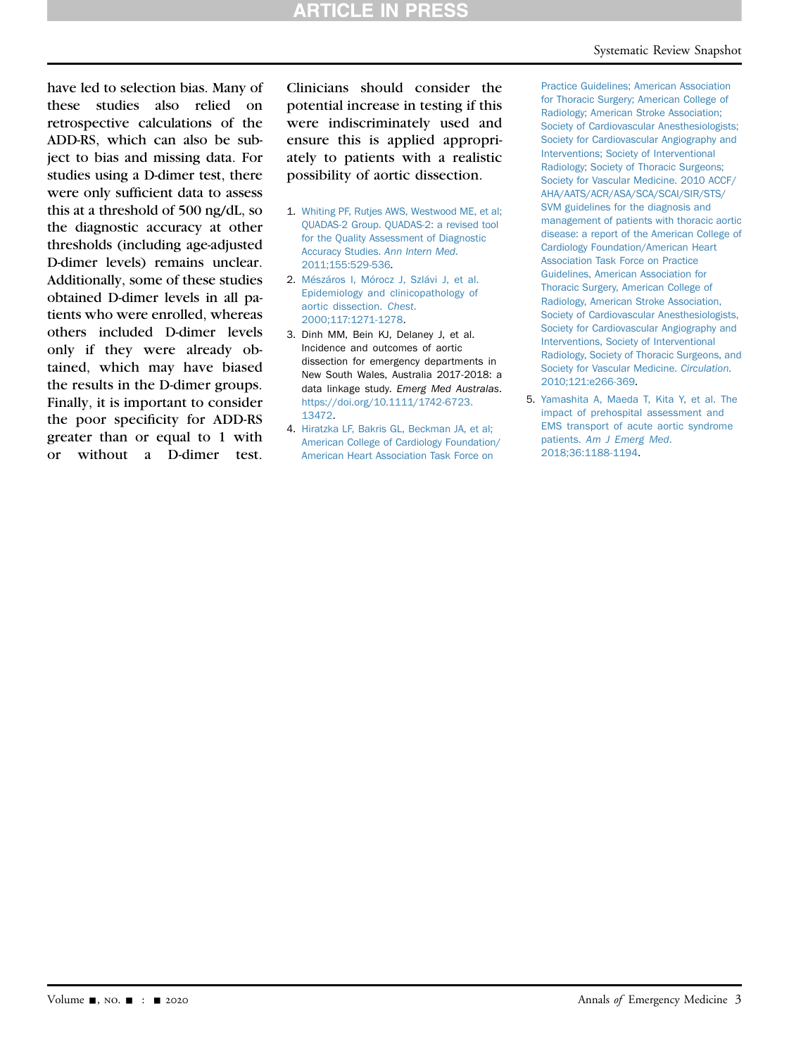have led to selection bias. Many of these studies also relied on retrospective calculations of the ADD-RS, which can also be subject to bias and missing data. For studies using a D-dimer test, there were only sufficient data to assess this at a threshold of 500 ng/dL, so the diagnostic accuracy at other thresholds (including age-adjusted D-dimer levels) remains unclear. Additionally, some of these studies obtained D-dimer levels in all patients who were enrolled, whereas others included D-dimer levels only if they were already obtained, which may have biased the results in the D-dimer groups. Finally, it is important to consider the poor specificity for ADD-RS greater than or equal to 1 with or without a D-dimer test. Clinicians should consider the potential increase in testing if this were indiscriminately used and ensure this is applied appropriately to patients with a realistic possibility of aortic dissection.

1. Whiting PF, Rutjes AWS, Westwood ME, et al; QUADAS-2 Group. QUADAS-2: a revised tool for the Quality Assessment of Diagnostic Accuracy Studies. *Ann Intern Med*. 2011;155:529-536.
2. Mészáros I, Mórocz J, Szlávi J, et al. Epidemiology and clinicopathology of aortic dissection. *Chest*. 2000;117:1271-1278.
3. Dinh MM, Bein KJ, Delaney J, et al. Incidence and outcomes of aortic dissection for emergency departments in New South Wales, Australia 2017-2018: a data linkage study. *Emerg Med Australas*. https://doi.org/10.1111/1742-6723.13472.
4. Hiratzka LF, Bakris GL, Beckman JA, et al; American College of Cardiology Foundation/American Heart Association Task Force on Practice Guidelines; American Association for Thoracic Surgery; American College of Radiology; American Stroke Association; Society of Cardiovascular Anesthesiologists; Society for Cardiovascular Angiography and Interventions; Society of Interventional Radiology; Society of Thoracic Surgeons; Society for Vascular Medicine. 2010 ACCF/AHA/AATS/ACR/ASA/SCA/SCAI/SIR/STS/SVM guidelines for the diagnosis and management of patients with thoracic aortic disease: a report of the American College of Cardiology Foundation/American Heart Association Task Force on Practice Guidelines, American Association for Thoracic Surgery, American College of Radiology, American Stroke Association, Society of Cardiovascular Anesthesiologists, Society for Cardiovascular Angiography and Interventions, Society of Interventional Radiology, Society of Thoracic Surgeons, and Society for Vascular Medicine. *Circulation*. 2010;121:e266-369.
5. Yamashita A, Maeda T, Kita Y, et al. The impact of prehospital assessment and EMS transport of acute aortic syndrome patients. *Am J Emerg Med*. 2018;36:1188-1194.